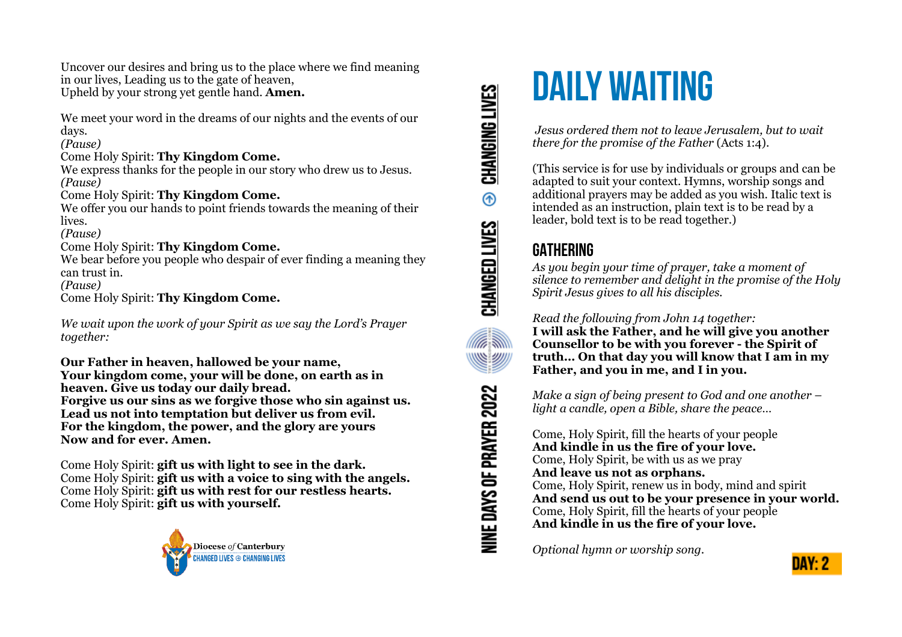Uncover our desires and bring us to the place where we find meaning in our lives, Leading us to the gate of heaven,
Upheld by your strong yet gentle hand. **Amen.**

We meet your word in the dreams of our nights and the events of our days.
*(Pause)*
Come Holy Spirit: **Thy Kingdom Come.**
We express thanks for the people in our story who drew us to Jesus.
*(Pause)*
Come Holy Spirit: **Thy Kingdom Come.**
We offer you our hands to point friends towards the meaning of their lives.
*(Pause)*
Come Holy Spirit: **Thy Kingdom Come.**
We bear before you people who despair of ever finding a meaning they can trust in.
*(Pause)*
Come Holy Spirit: **Thy Kingdom Come.**

*We wait upon the work of your Spirit as we say the Lord's Prayer together:*

**Our Father in heaven, hallowed be your name,**
**Your kingdom come, your will be done, on earth as in heaven. Give us today our daily bread.**
**Forgive us our sins as we forgive those who sin against us.**
**Lead us not into temptation but deliver us from evil.**
**For the kingdom, the power, and the glory are yours**
**Now and for ever. Amen.**

Come Holy Spirit: **gift us with light to see in the dark.**
Come Holy Spirit: **gift us with a voice to sing with the angels.**
Come Holy Spirit: **gift us with rest for our restless hearts.**
Come Holy Spirit: **gift us with yourself.**

Diocese *of* Canterbury
CHANGED LIVES ⊕ CHANGING LIVES

NINE DAYS OF PRAYER 2022 CHANGED LIVES ⊕ CHANGING LIVES

# DAILY WAITING

*Jesus ordered them not to leave Jerusalem, but to wait there for the promise of the Father* (Acts 1:4).

(This service is for use by individuals or groups and can be adapted to suit your context. Hymns, worship songs and additional prayers may be added as you wish. Italic text is intended as an instruction, plain text is to be read by a leader, bold text is to be read together.)

## GATHERING

*As you begin your time of prayer, take a moment of silence to remember and delight in the promise of the Holy Spirit Jesus gives to all his disciples.*

*Read the following from John 14 together:*
**I will ask the Father, and he will give you another Counsellor to be with you forever - the Spirit of truth... On that day you will know that I am in my Father, and you in me, and I in you.**

*Make a sign of being present to God and one another – light a candle, open a Bible, share the peace…*

Come, Holy Spirit, fill the hearts of your people
**And kindle in us the fire of your love.**
Come, Holy Spirit, be with us as we pray
**And leave us not as orphans.**
Come, Holy Spirit, renew us in body, mind and spirit
**And send us out to be your presence in your world.**
Come, Holy Spirit, fill the hearts of your people
**And kindle in us the fire of your love.**

*Optional hymn or worship song.*

DAY: 2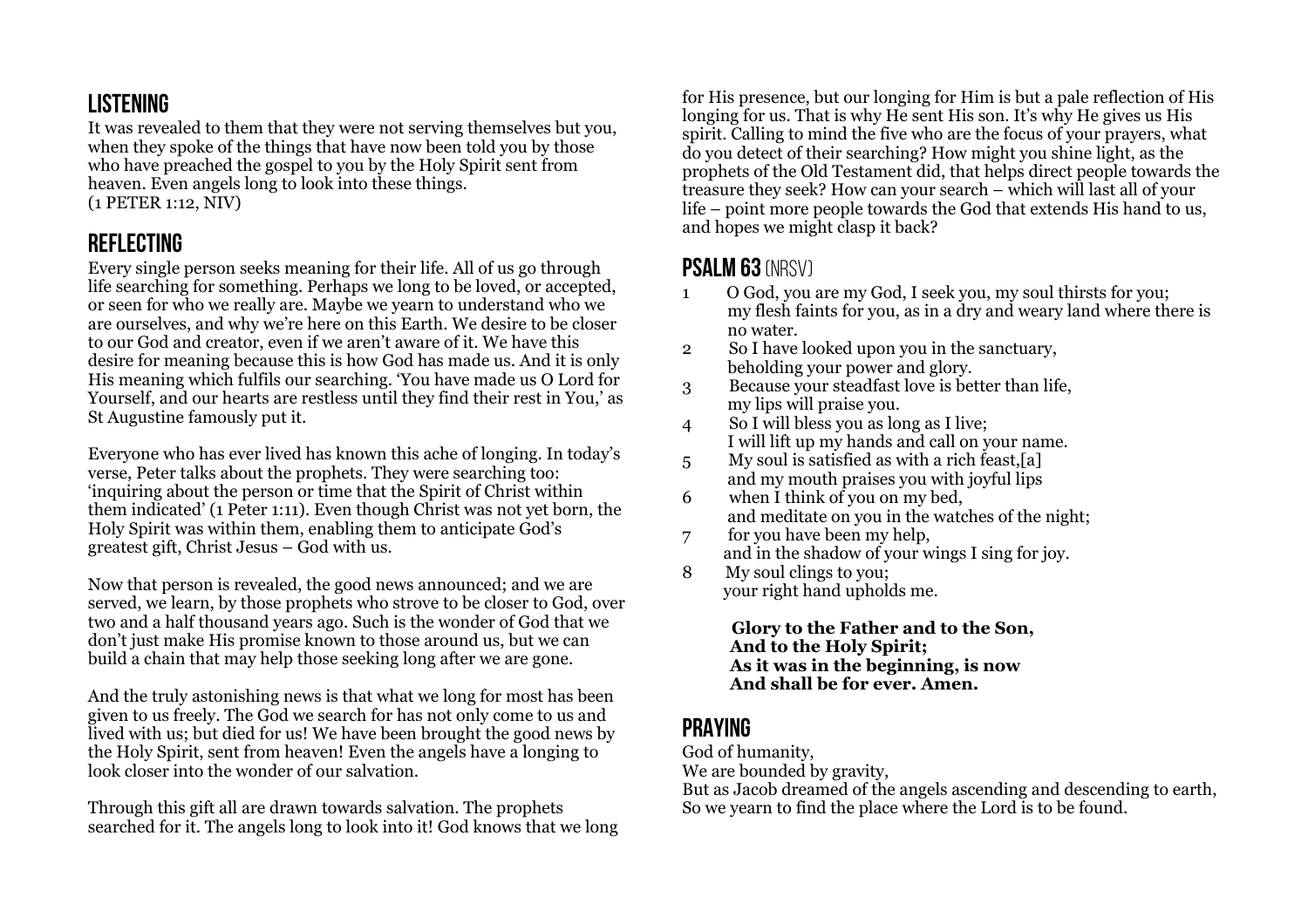## LISTENING

It was revealed to them that they were not serving themselves but you, when they spoke of the things that have now been told you by those who have preached the gospel to you by the Holy Spirit sent from heaven. Even angels long to look into these things.
(1 PETER 1:12, NIV)

## REFLECTING

Every single person seeks meaning for their life. All of us go through life searching for something. Perhaps we long to be loved, or accepted, or seen for who we really are. Maybe we yearn to understand who we are ourselves, and why we're here on this Earth. We desire to be closer to our God and creator, even if we aren't aware of it. We have this desire for meaning because this is how God has made us. And it is only His meaning which fulfils our searching. 'You have made us O Lord for Yourself, and our hearts are restless until they find their rest in You,' as St Augustine famously put it.

Everyone who has ever lived has known this ache of longing. In today's verse, Peter talks about the prophets. They were searching too: 'inquiring about the person or time that the Spirit of Christ within them indicated' (1 Peter 1:11). Even though Christ was not yet born, the Holy Spirit was within them, enabling them to anticipate God's greatest gift, Christ Jesus – God with us.

Now that person is revealed, the good news announced; and we are served, we learn, by those prophets who strove to be closer to God, over two and a half thousand years ago. Such is the wonder of God that we don't just make His promise known to those around us, but we can build a chain that may help those seeking long after we are gone.

And the truly astonishing news is that what we long for most has been given to us freely. The God we search for has not only come to us and lived with us; but died for us! We have been brought the good news by the Holy Spirit, sent from heaven! Even the angels have a longing to look closer into the wonder of our salvation.

Through this gift all are drawn towards salvation. The prophets searched for it. The angels long to look into it! God knows that we long for His presence, but our longing for Him is but a pale reflection of His longing for us. That is why He sent His son. It's why He gives us His spirit. Calling to mind the five who are the focus of your prayers, what do you detect of their searching? How might you shine light, as the prophets of the Old Testament did, that helps direct people towards the treasure they seek? How can your search – which will last all of your life – point more people towards the God that extends His hand to us, and hopes we might clasp it back?

## PSALM 63 (NRSV)

1 O God, you are my God, I seek you, my soul thirsts for you;
my flesh faints for you, as in a dry and weary land where there is no water.
2 So I have looked upon you in the sanctuary,
beholding your power and glory.
3 Because your steadfast love is better than life,
my lips will praise you.
4 So I will bless you as long as I live;
I will lift up my hands and call on your name.
5 My soul is satisfied as with a rich feast,[a]
and my mouth praises you with joyful lips
6 when I think of you on my bed,
and meditate on you in the watches of the night;
7 for you have been my help,
and in the shadow of your wings I sing for joy.
8 My soul clings to you;
your right hand upholds me.

**Glory to the Father and to the Son,**
**And to the Holy Spirit;**
**As it was in the beginning, is now**
**And shall be for ever. Amen.**

## PRAYING

God of humanity,
We are bounded by gravity,
But as Jacob dreamed of the angels ascending and descending to earth,
So we yearn to find the place where the Lord is to be found.